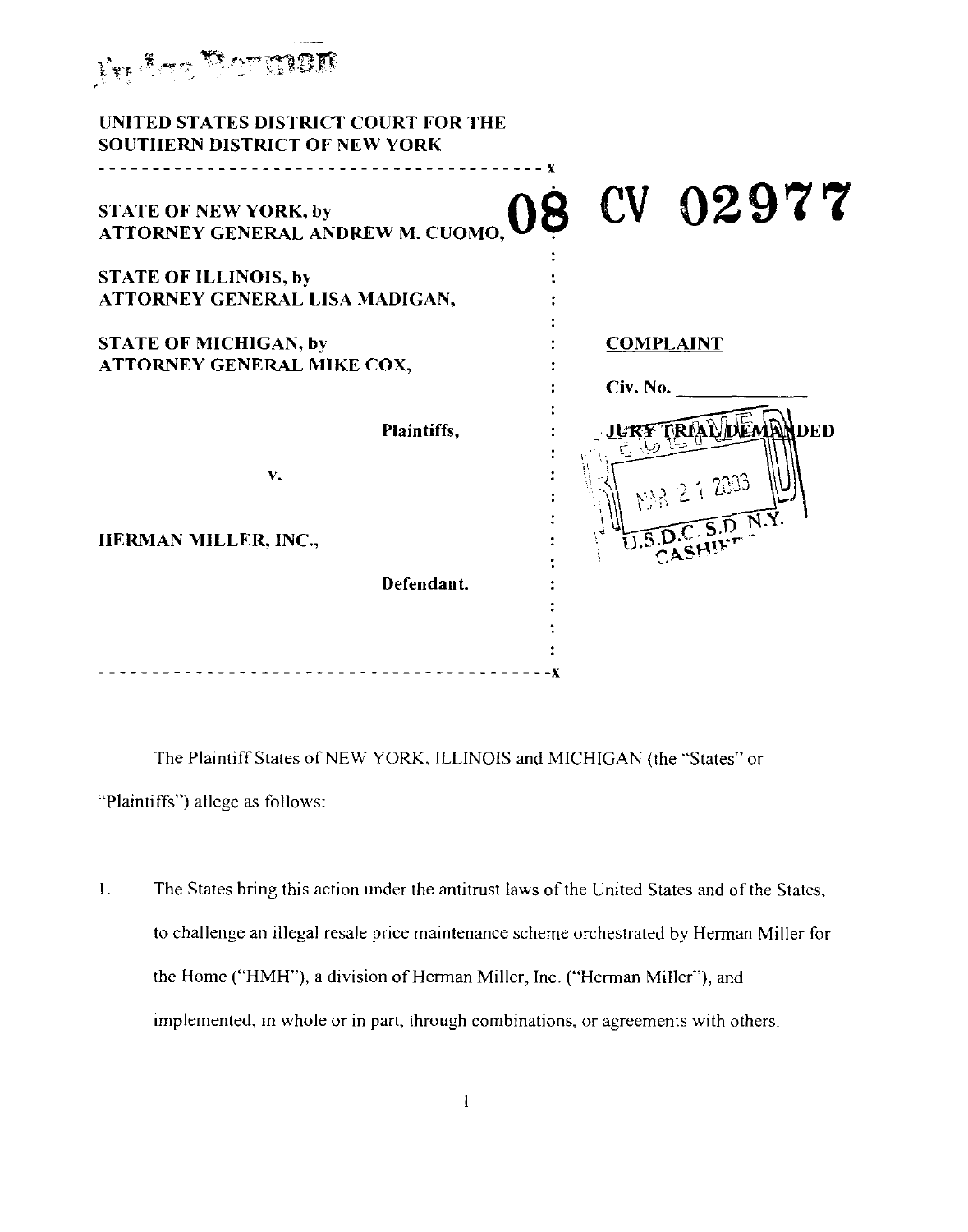Judge Berman

UNITED STATES DISTRICT COURT FOR THE
SOUTHERN DISTRICT OF NEW YORK

---

**08 CV 02977**

STATE OF NEW YORK, by
ATTORNEY GENERAL ANDREW M. CUOMO,

STATE OF ILLINOIS, by
ATTORNEY GENERAL LISA MADIGAN,

STATE OF MICHIGAN, by
ATTORNEY GENERAL MIKE COX,

Plaintiffs,

v.

HERMAN MILLER, INC.,

Defendant.

---

**COMPLAINT**

Civ. No. ______________

**JURY TRIAL DEMANDED**

RECEIVED
MAR 21 2008
U.S.D.C. S.D. N.Y.
CASHIERS

The Plaintiff States of NEW YORK, ILLINOIS and MICHIGAN (the "States" or "Plaintiffs") allege as follows:

1. The States bring this action under the antitrust laws of the United States and of the States, to challenge an illegal resale price maintenance scheme orchestrated by Herman Miller for the Home ("HMH"), a division of Herman Miller, Inc. ("Herman Miller"), and implemented, in whole or in part, through combinations, or agreements with others.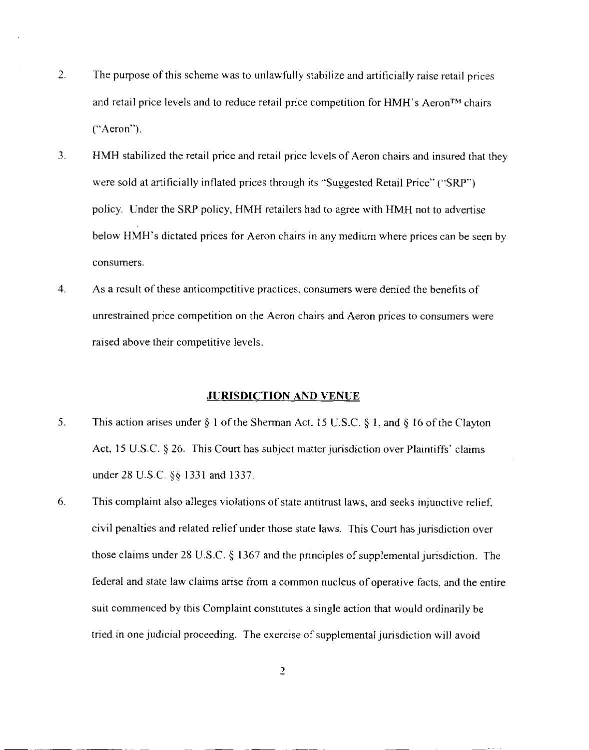2. The purpose of this scheme was to unlawfully stabilize and artificially raise retail prices and retail price levels and to reduce retail price competition for HMH's Aeron™ chairs ("Aeron").

3. HMH stabilized the retail price and retail price levels of Aeron chairs and insured that they were sold at artificially inflated prices through its "Suggested Retail Price" ("SRP") policy. Under the SRP policy, HMH retailers had to agree with HMH not to advertise below HMH's dictated prices for Aeron chairs in any medium where prices can be seen by consumers.

4. As a result of these anticompetitive practices, consumers were denied the benefits of unrestrained price competition on the Aeron chairs and Aeron prices to consumers were raised above their competitive levels.

## JURISDICTION AND VENUE

5. This action arises under § 1 of the Sherman Act, 15 U.S.C. § 1, and § 16 of the Clayton Act, 15 U.S.C. § 26. This Court has subject matter jurisdiction over Plaintiffs' claims under 28 U.S.C. §§ 1331 and 1337.

6. This complaint also alleges violations of state antitrust laws, and seeks injunctive relief, civil penalties and related relief under those state laws. This Court has jurisdiction over those claims under 28 U.S.C. § 1367 and the principles of supplemental jurisdiction. The federal and state law claims arise from a common nucleus of operative facts, and the entire suit commenced by this Complaint constitutes a single action that would ordinarily be tried in one judicial proceeding. The exercise of supplemental jurisdiction will avoid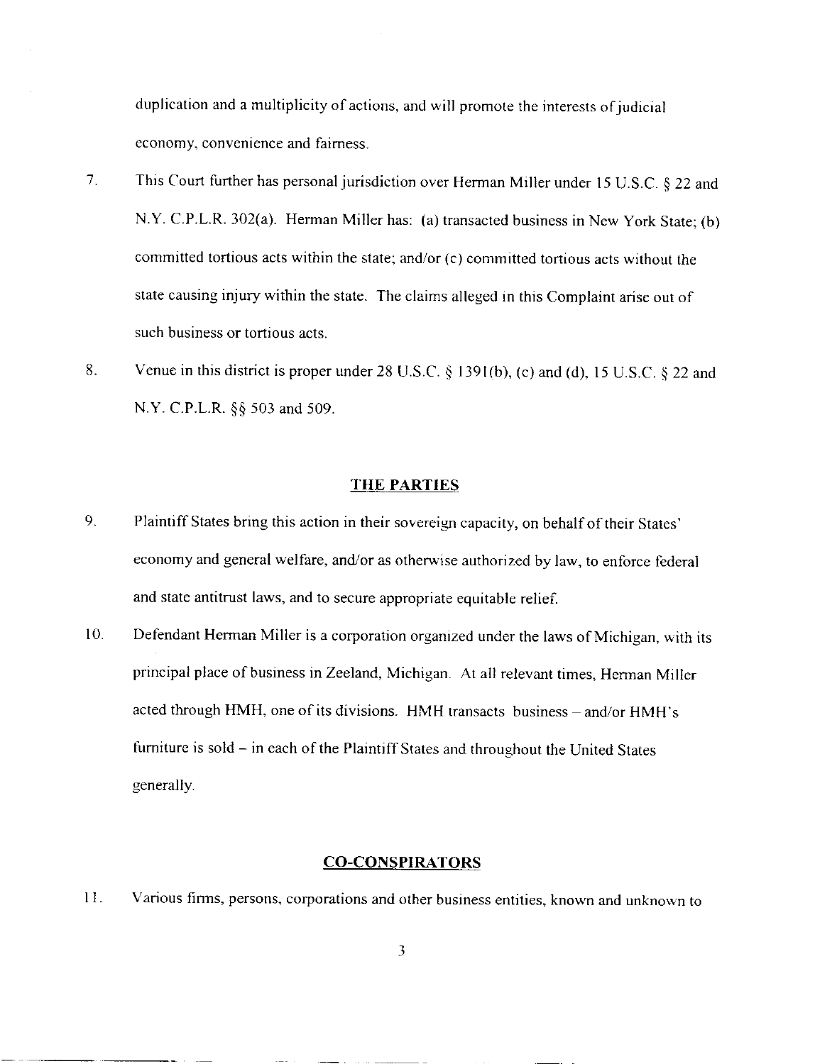duplication and a multiplicity of actions, and will promote the interests of judicial economy, convenience and fairness.

7. This Court further has personal jurisdiction over Herman Miller under 15 U.S.C. § 22 and N.Y. C.P.L.R. 302(a). Herman Miller has: (a) transacted business in New York State; (b) committed tortious acts within the state; and/or (c) committed tortious acts without the state causing injury within the state. The claims alleged in this Complaint arise out of such business or tortious acts.

8. Venue in this district is proper under 28 U.S.C. § 1391(b), (c) and (d), 15 U.S.C. § 22 and N.Y. C.P.L.R. §§ 503 and 509.

## THE PARTIES

9. Plaintiff States bring this action in their sovereign capacity, on behalf of their States' economy and general welfare, and/or as otherwise authorized by law, to enforce federal and state antitrust laws, and to secure appropriate equitable relief.

10. Defendant Herman Miller is a corporation organized under the laws of Michigan, with its principal place of business in Zeeland, Michigan. At all relevant times, Herman Miller acted through HMH, one of its divisions. HMH transacts business – and/or HMH's furniture is sold – in each of the Plaintiff States and throughout the United States generally.

## CO-CONSPIRATORS

11. Various firms, persons, corporations and other business entities, known and unknown to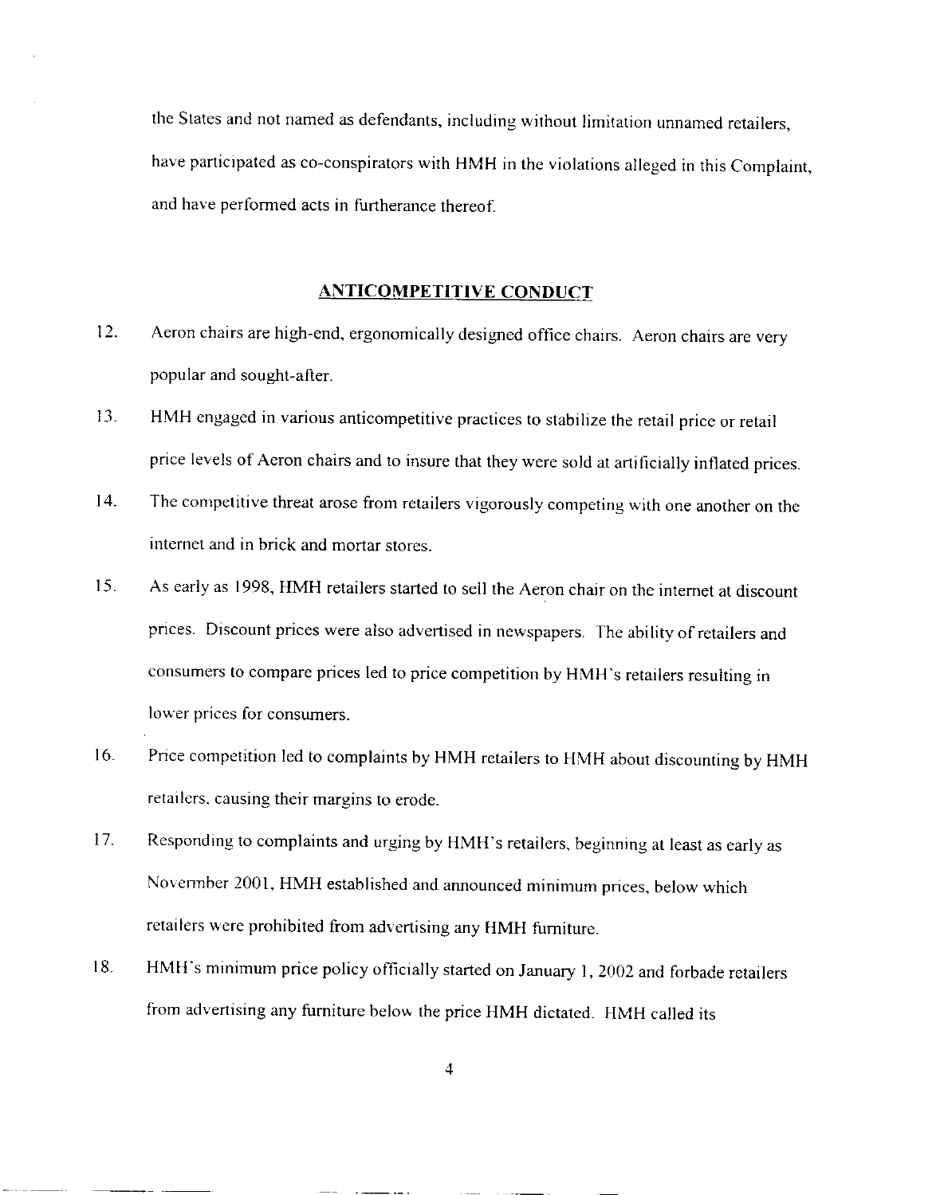the States and not named as defendants, including without limitation unnamed retailers, have participated as co-conspirators with HMH in the violations alleged in this Complaint, and have performed acts in furtherance thereof.

## ANTICOMPETITIVE CONDUCT

12. Aeron chairs are high-end, ergonomically designed office chairs. Aeron chairs are very popular and sought-after.

13. HMH engaged in various anticompetitive practices to stabilize the retail price or retail price levels of Aeron chairs and to insure that they were sold at artificially inflated prices.

14. The competitive threat arose from retailers vigorously competing with one another on the internet and in brick and mortar stores.

15. As early as 1998, HMH retailers started to sell the Aeron chair on the internet at discount prices. Discount prices were also advertised in newspapers. The ability of retailers and consumers to compare prices led to price competition by HMH's retailers resulting in lower prices for consumers.

16. Price competition led to complaints by HMH retailers to HMH about discounting by HMH retailers, causing their margins to erode.

17. Responding to complaints and urging by HMH's retailers, beginning at least as early as November 2001, HMH established and announced minimum prices, below which retailers were prohibited from advertising any HMH furniture.

18. HMH's minimum price policy officially started on January 1, 2002 and forbade retailers from advertising any furniture below the price HMH dictated. HMH called its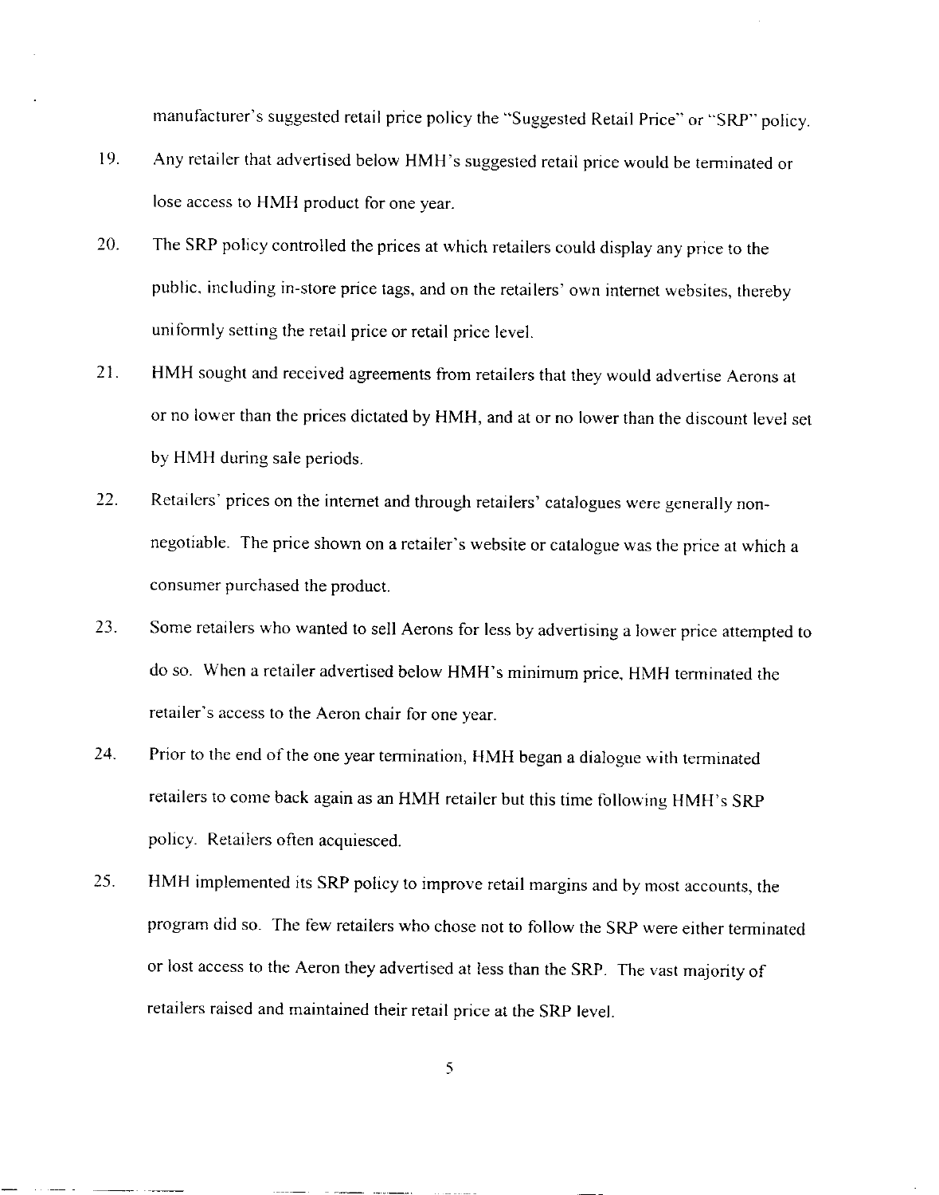manufacturer's suggested retail price policy the "Suggested Retail Price" or "SRP" policy.

19. Any retailer that advertised below HMH's suggested retail price would be terminated or lose access to HMH product for one year.

20. The SRP policy controlled the prices at which retailers could display any price to the public, including in-store price tags, and on the retailers' own internet websites, thereby uniformly setting the retail price or retail price level.

21. HMH sought and received agreements from retailers that they would advertise Aerons at or no lower than the prices dictated by HMH, and at or no lower than the discount level set by HMH during sale periods.

22. Retailers' prices on the internet and through retailers' catalogues were generally non-negotiable. The price shown on a retailer's website or catalogue was the price at which a consumer purchased the product.

23. Some retailers who wanted to sell Aerons for less by advertising a lower price attempted to do so. When a retailer advertised below HMH's minimum price, HMH terminated the retailer's access to the Aeron chair for one year.

24. Prior to the end of the one year termination, HMH began a dialogue with terminated retailers to come back again as an HMH retailer but this time following HMH's SRP policy. Retailers often acquiesced.

25. HMH implemented its SRP policy to improve retail margins and by most accounts, the program did so. The few retailers who chose not to follow the SRP were either terminated or lost access to the Aeron they advertised at less than the SRP. The vast majority of retailers raised and maintained their retail price at the SRP level.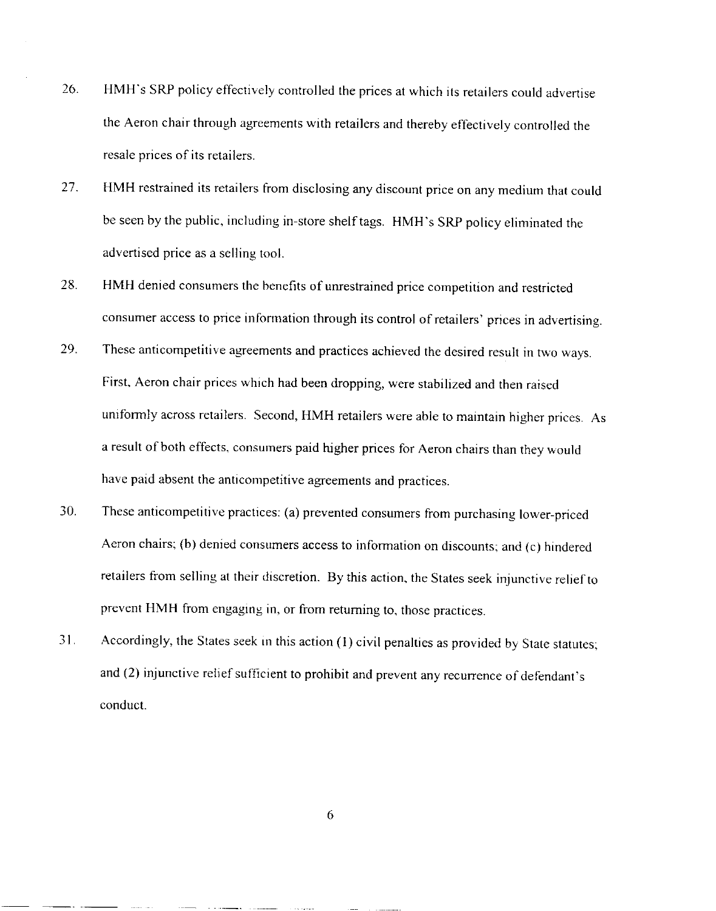26. HMH's SRP policy effectively controlled the prices at which its retailers could advertise the Aeron chair through agreements with retailers and thereby effectively controlled the resale prices of its retailers.

27. HMH restrained its retailers from disclosing any discount price on any medium that could be seen by the public, including in-store shelf tags. HMH's SRP policy eliminated the advertised price as a selling tool.

28. HMH denied consumers the benefits of unrestrained price competition and restricted consumer access to price information through its control of retailers' prices in advertising.

29. These anticompetitive agreements and practices achieved the desired result in two ways. First, Aeron chair prices which had been dropping, were stabilized and then raised uniformly across retailers. Second, HMH retailers were able to maintain higher prices. As a result of both effects, consumers paid higher prices for Aeron chairs than they would have paid absent the anticompetitive agreements and practices.

30. These anticompetitive practices: (a) prevented consumers from purchasing lower-priced Aeron chairs; (b) denied consumers access to information on discounts; and (c) hindered retailers from selling at their discretion. By this action, the States seek injunctive relief to prevent HMH from engaging in, or from returning to, those practices.

31. Accordingly, the States seek in this action (1) civil penalties as provided by State statutes; and (2) injunctive relief sufficient to prohibit and prevent any recurrence of defendant's conduct.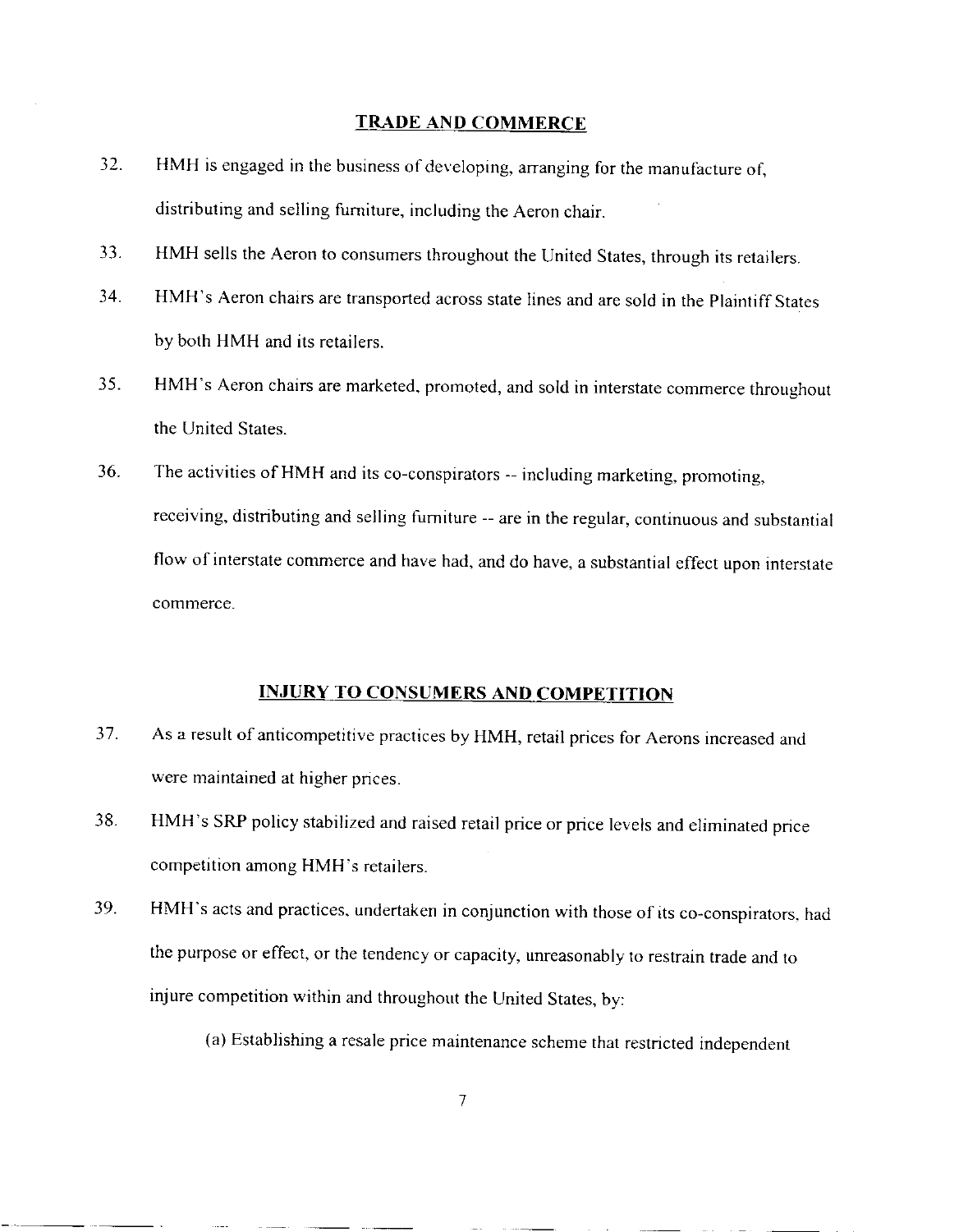## TRADE AND COMMERCE

32. HMH is engaged in the business of developing, arranging for the manufacture of, distributing and selling furniture, including the Aeron chair.

33. HMH sells the Aeron to consumers throughout the United States, through its retailers.

34. HMH's Aeron chairs are transported across state lines and are sold in the Plaintiff States by both HMH and its retailers.

35. HMH's Aeron chairs are marketed, promoted, and sold in interstate commerce throughout the United States.

36. The activities of HMH and its co-conspirators -- including marketing, promoting, receiving, distributing and selling furniture -- are in the regular, continuous and substantial flow of interstate commerce and have had, and do have, a substantial effect upon interstate commerce.

## INJURY TO CONSUMERS AND COMPETITION

37. As a result of anticompetitive practices by HMH, retail prices for Aerons increased and were maintained at higher prices.

38. HMH's SRP policy stabilized and raised retail price or price levels and eliminated price competition among HMH's retailers.

39. HMH's acts and practices, undertaken in conjunction with those of its co-conspirators, had the purpose or effect, or the tendency or capacity, unreasonably to restrain trade and to injure competition within and throughout the United States, by:

    (a) Establishing a resale price maintenance scheme that restricted independent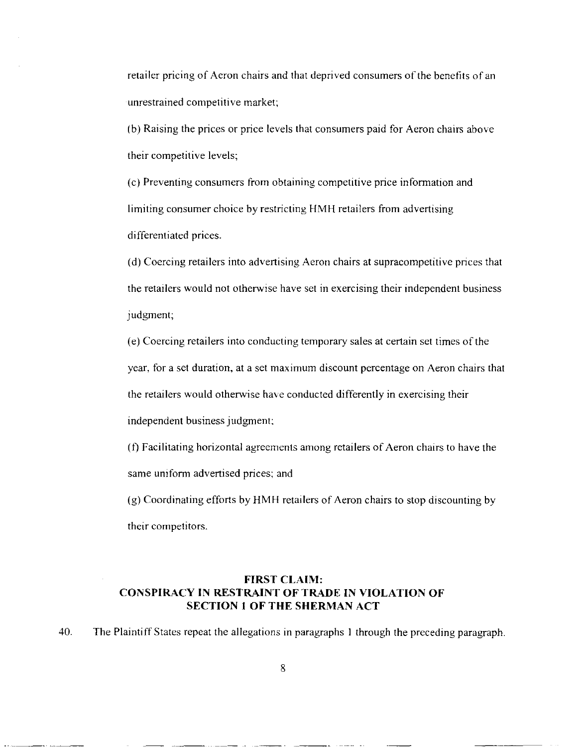retailer pricing of Aeron chairs and that deprived consumers of the benefits of an unrestrained competitive market;

(b) Raising the prices or price levels that consumers paid for Aeron chairs above their competitive levels;

(c) Preventing consumers from obtaining competitive price information and limiting consumer choice by restricting HMH retailers from advertising differentiated prices.

(d) Coercing retailers into advertising Aeron chairs at supracompetitive prices that the retailers would not otherwise have set in exercising their independent business judgment;

(e) Coercing retailers into conducting temporary sales at certain set times of the year, for a set duration, at a set maximum discount percentage on Aeron chairs that the retailers would otherwise have conducted differently in exercising their independent business judgment;

(f) Facilitating horizontal agreements among retailers of Aeron chairs to have the same uniform advertised prices; and

(g) Coordinating efforts by HMH retailers of Aeron chairs to stop discounting by their competitors.

## FIRST CLAIM: CONSPIRACY IN RESTRAINT OF TRADE IN VIOLATION OF SECTION 1 OF THE SHERMAN ACT

40. The Plaintiff States repeat the allegations in paragraphs 1 through the preceding paragraph.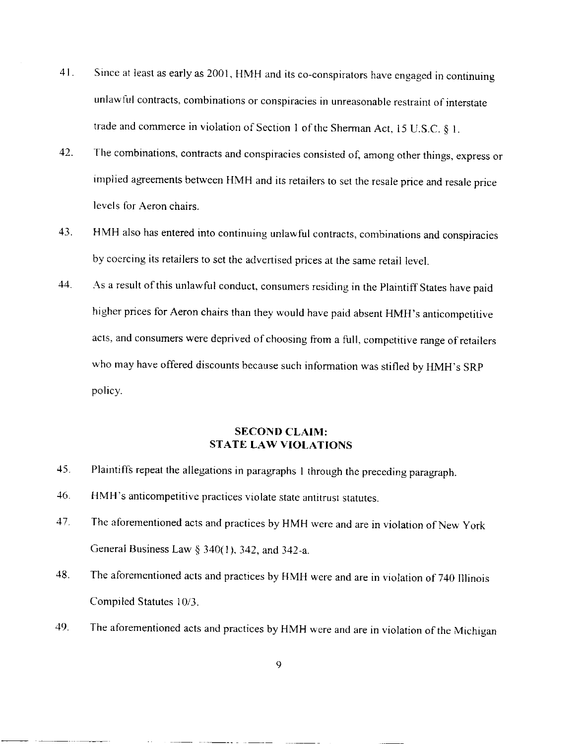41. Since at least as early as 2001, HMH and its co-conspirators have engaged in continuing unlawful contracts, combinations or conspiracies in unreasonable restraint of interstate trade and commerce in violation of Section 1 of the Sherman Act, 15 U.S.C. § 1.

42. The combinations, contracts and conspiracies consisted of, among other things, express or implied agreements between HMH and its retailers to set the resale price and resale price levels for Aeron chairs.

43. HMH also has entered into continuing unlawful contracts, combinations and conspiracies by coercing its retailers to set the advertised prices at the same retail level.

44. As a result of this unlawful conduct, consumers residing in the Plaintiff States have paid higher prices for Aeron chairs than they would have paid absent HMH's anticompetitive acts, and consumers were deprived of choosing from a full, competitive range of retailers who may have offered discounts because such information was stifled by HMH's SRP policy.

**SECOND CLAIM:**
**STATE LAW VIOLATIONS**

45. Plaintiffs repeat the allegations in paragraphs 1 through the preceding paragraph.

46. HMH's anticompetitive practices violate state antitrust statutes.

47. The aforementioned acts and practices by HMH were and are in violation of New York General Business Law § 340(1), 342, and 342-a.

48. The aforementioned acts and practices by HMH were and are in violation of 740 Illinois Compiled Statutes 10/3.

49. The aforementioned acts and practices by HMH were and are in violation of the Michigan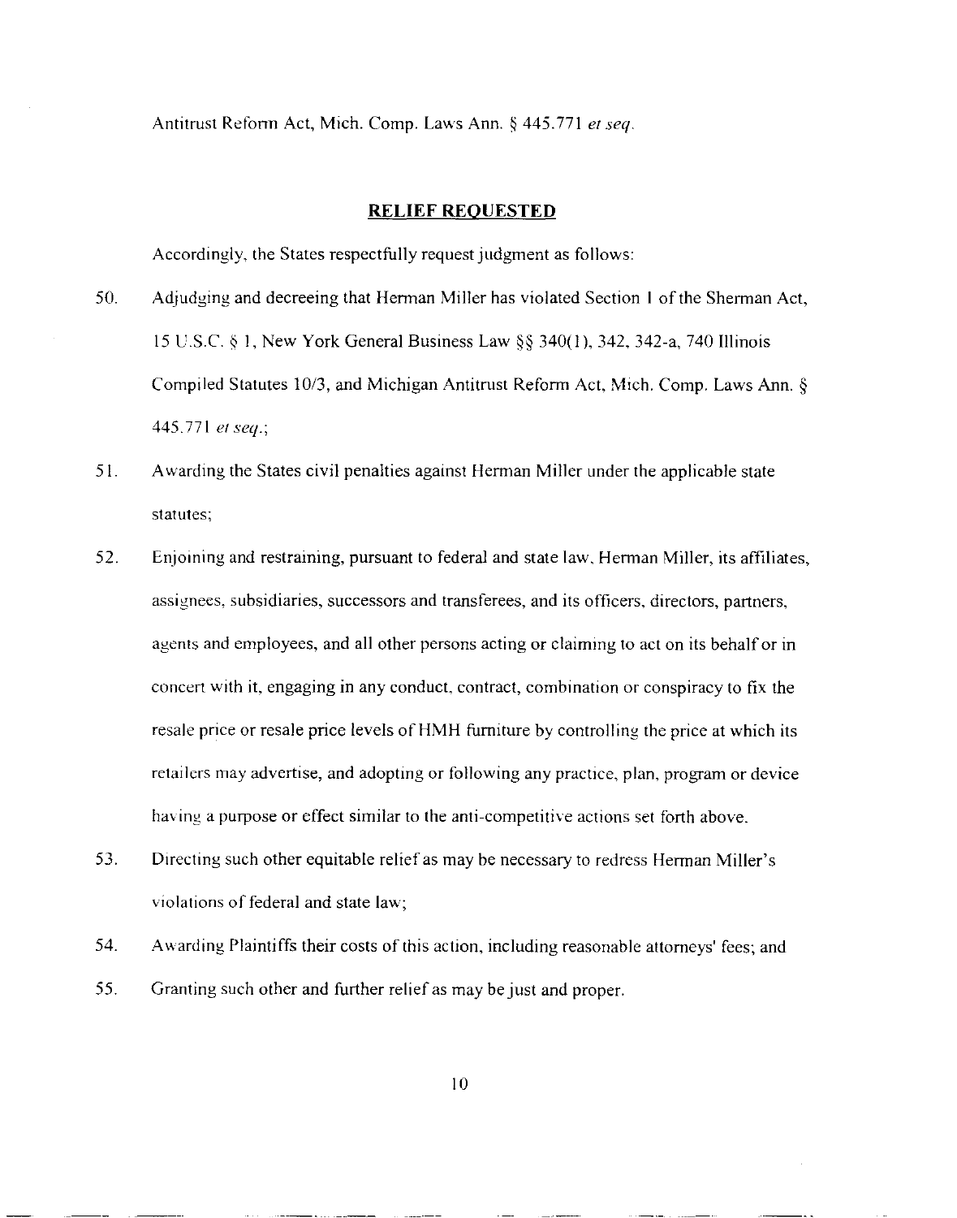Antitrust Reform Act, Mich. Comp. Laws Ann. § 445.771 *et seq*.

## RELIEF REQUESTED

Accordingly, the States respectfully request judgment as follows:

50. Adjudging and decreeing that Herman Miller has violated Section 1 of the Sherman Act, 15 U.S.C. § 1, New York General Business Law §§ 340(1), 342, 342-a, 740 Illinois Compiled Statutes 10/3, and Michigan Antitrust Reform Act, Mich. Comp. Laws Ann. § 445.771 *et seq*.;

51. Awarding the States civil penalties against Herman Miller under the applicable state statutes;

52. Enjoining and restraining, pursuant to federal and state law, Herman Miller, its affiliates, assignees, subsidiaries, successors and transferees, and its officers, directors, partners, agents and employees, and all other persons acting or claiming to act on its behalf or in concert with it, engaging in any conduct, contract, combination or conspiracy to fix the resale price or resale price levels of HMH furniture by controlling the price at which its retailers may advertise, and adopting or following any practice, plan, program or device having a purpose or effect similar to the anti-competitive actions set forth above.

53. Directing such other equitable relief as may be necessary to redress Herman Miller's violations of federal and state law;

54. Awarding Plaintiffs their costs of this action, including reasonable attorneys' fees; and

55. Granting such other and further relief as may be just and proper.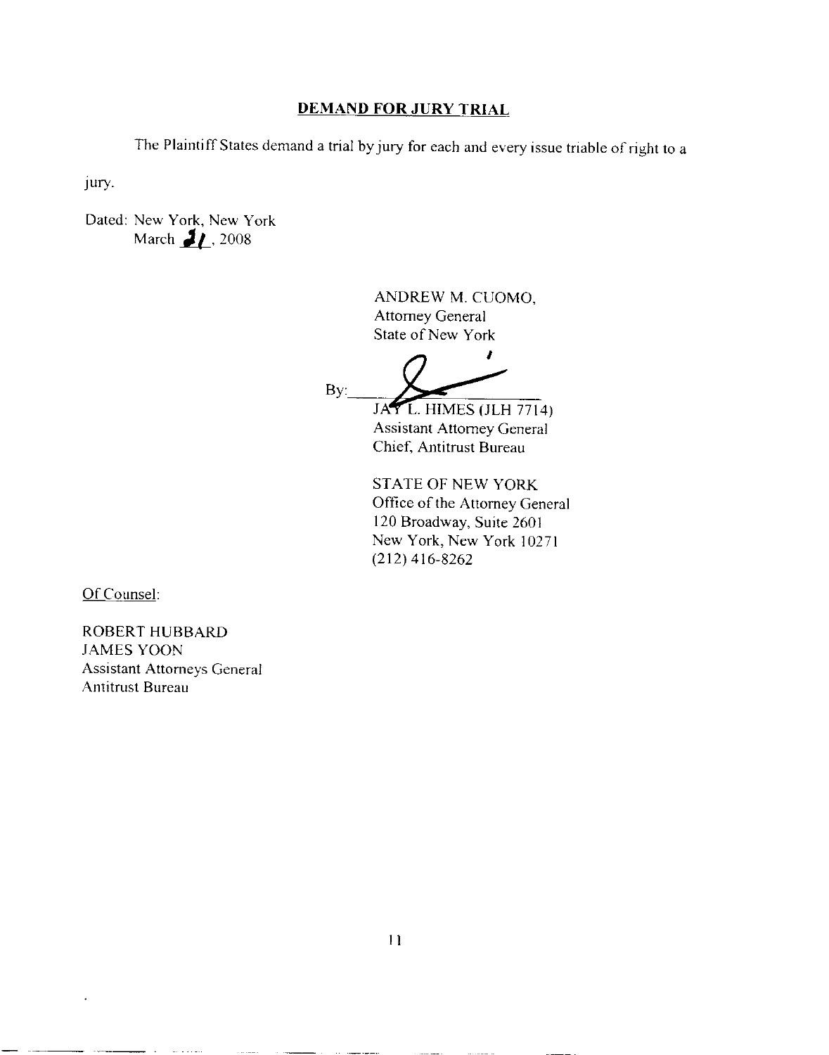## DEMAND FOR JURY TRIAL

The Plaintiff States demand a trial by jury for each and every issue triable of right to a jury.

Dated: New York, New York
March 31, 2008

ANDREW M. CUOMO,
Attorney General
State of New York

By: ______________________
JAY L. HIMES (JLH 7714)
Assistant Attorney General
Chief, Antitrust Bureau

STATE OF NEW YORK
Office of the Attorney General
120 Broadway, Suite 2601
New York, New York 10271
(212) 416-8262

Of Counsel:

ROBERT HUBBARD
JAMES YOON
Assistant Attorneys General
Antitrust Bureau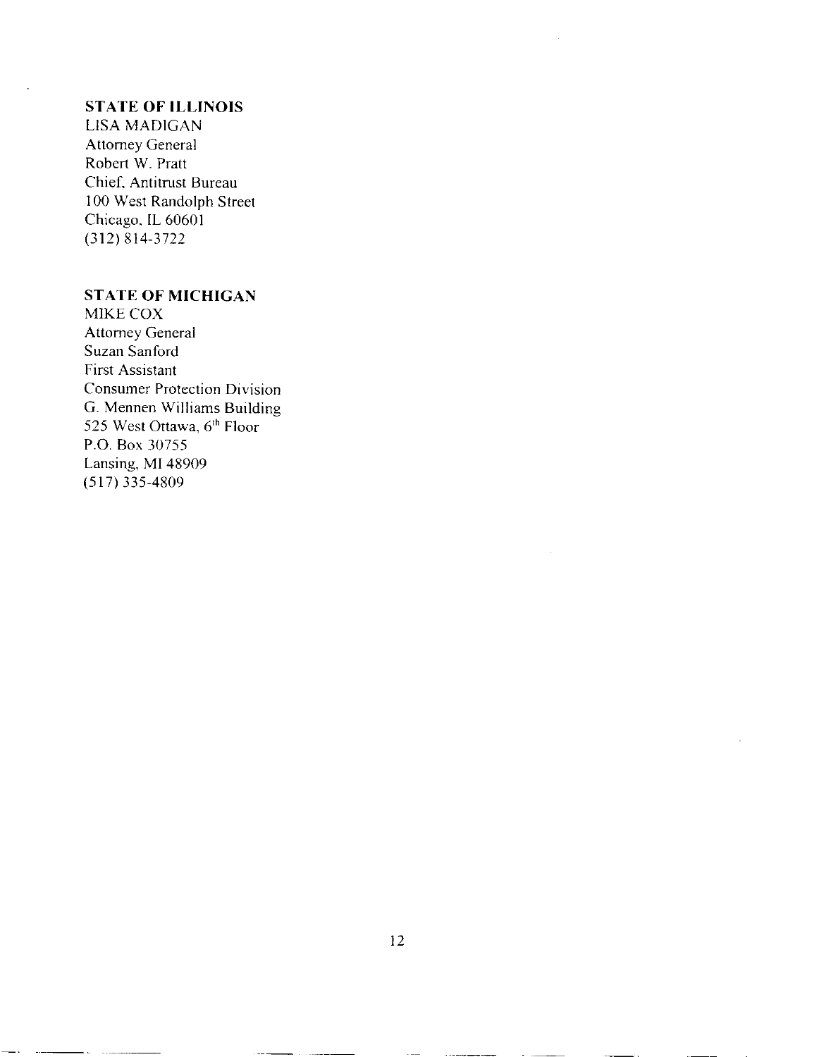**STATE OF ILLINOIS**
LISA MADIGAN
Attorney General
Robert W. Pratt
Chief, Antitrust Bureau
100 West Randolph Street
Chicago, IL 60601
(312) 814-3722

**STATE OF MICHIGAN**
MIKE COX
Attorney General
Suzan Sanford
First Assistant
Consumer Protection Division
G. Mennen Williams Building
525 West Ottawa, 6th Floor
P.O. Box 30755
Lansing, MI 48909
(517) 335-4809